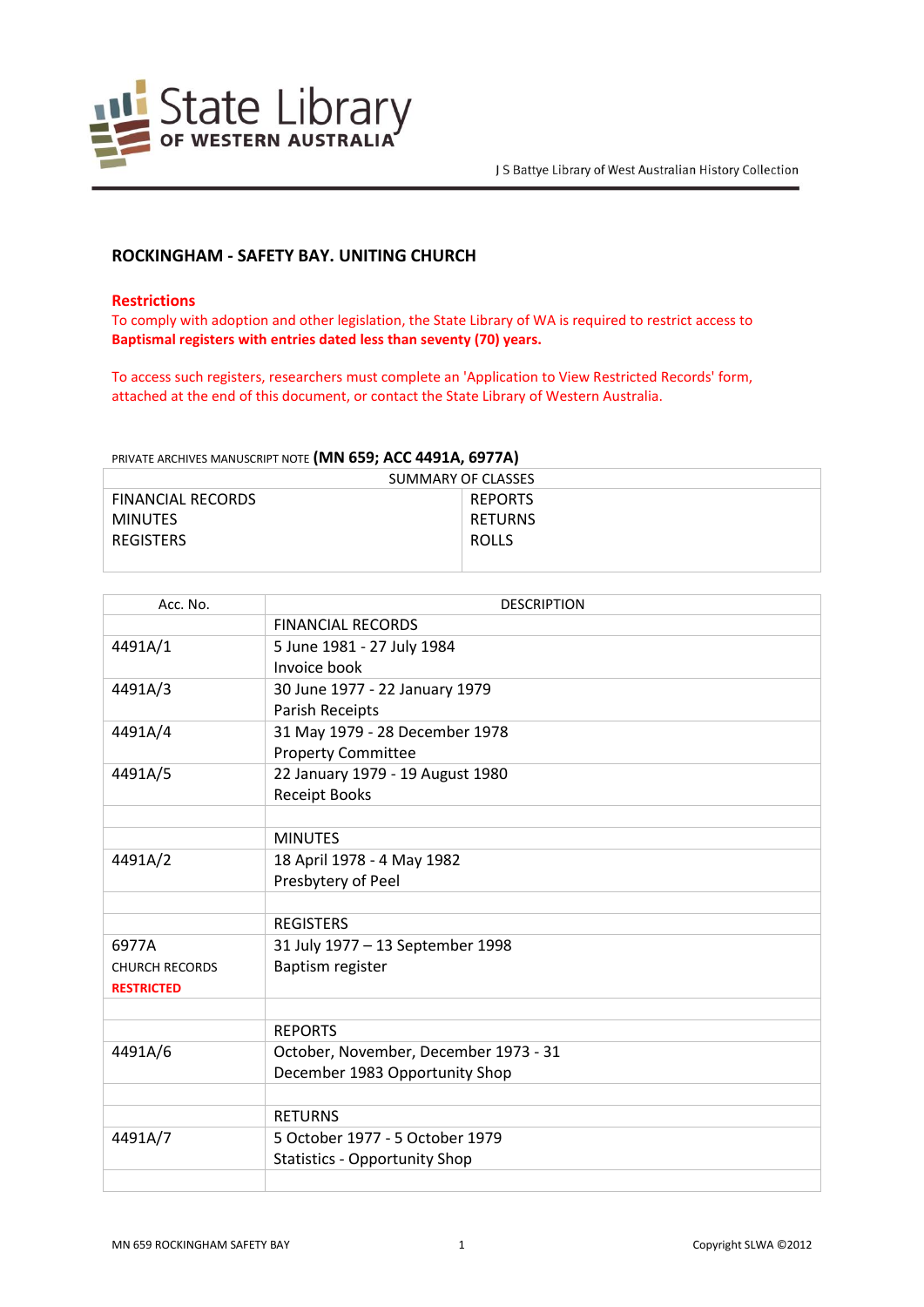State Library OF WESTERN AUSTRALIA

J S Battye Library of West Australian History Collection

## ROCKINGHAM - SAFETY BAY. UNITING CHURCH

**Restrictions**

To comply with adoption and other legislation, the State Library of WA is required to restrict access to **Baptismal registers with entries dated less than seventy (70) years.**

To access such registers, researchers must complete an 'Application to View Restricted Records' form, attached at the end of this document, or contact the State Library of Western Australia.

PRIVATE ARCHIVES MANUSCRIPT NOTE **(MN 659; ACC 4491A, 6977A)**

| SUMMARY OF CLASSES | |
|---|---|
| FINANCIAL RECORDS | REPORTS |
| MINUTES | RETURNS |
| REGISTERS | ROLLS |

| Acc. No. | DESCRIPTION |
|---|---|
| | FINANCIAL RECORDS |
| 4491A/1 | 5 June 1981 - 27 July 1984<br>Invoice book |
| 4491A/3 | 30 June 1977 - 22 January 1979<br>Parish Receipts |
| 4491A/4 | 31 May 1979 - 28 December 1978<br>Property Committee |
| 4491A/5 | 22 January 1979 - 19 August 1980<br>Receipt Books |
| | |
| | MINUTES |
| 4491A/2 | 18 April 1978 - 4 May 1982<br>Presbytery of Peel |
| | |
| | REGISTERS |
| 6977A<br>CHURCH RECORDS<br>**RESTRICTED** | 31 July 1977 – 13 September 1998<br>Baptism register |
| | |
| | REPORTS |
| 4491A/6 | October, November, December 1973 - 31 December 1983 Opportunity Shop |
| | |
| | RETURNS |
| 4491A/7 | 5 October 1977 - 5 October 1979<br>Statistics - Opportunity Shop |
| | |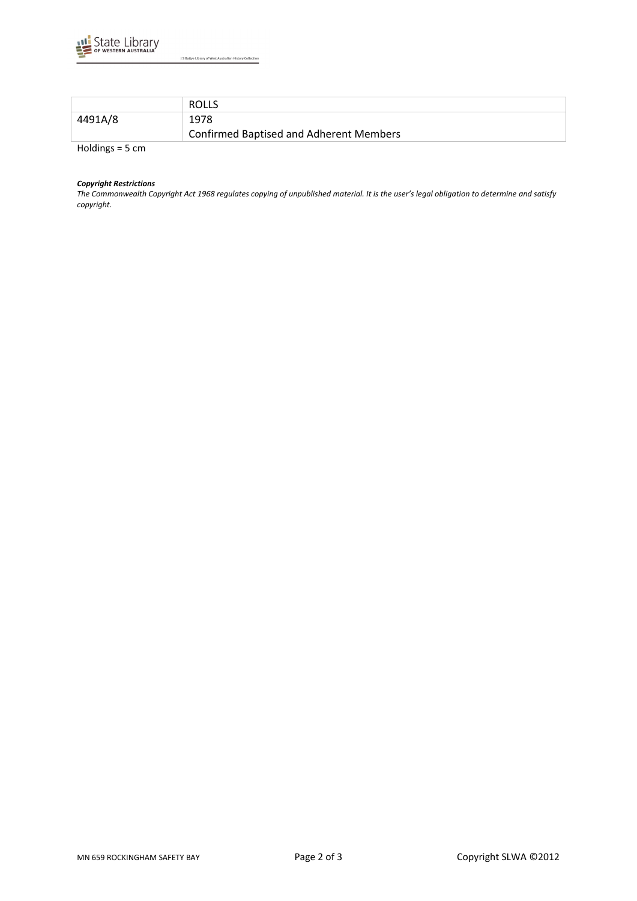| | ROLLS |
|---|---|
| 4491A/8 | 1978<br>Confirmed Baptised and Adherent Members |

Holdings = 5 cm

***Copyright Restrictions***

*The Commonwealth Copyright Act 1968 regulates copying of unpublished material. It is the user's legal obligation to determine and satisfy copyright.*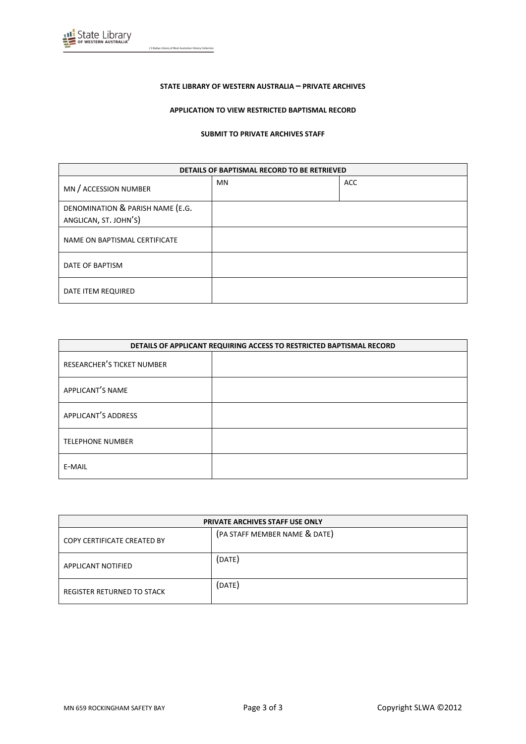**STATE LIBRARY OF WESTERN AUSTRALIA – PRIVATE ARCHIVES**

**APPLICATION TO VIEW RESTRICTED BAPTISMAL RECORD**

**SUBMIT TO PRIVATE ARCHIVES STAFF**

| DETAILS OF BAPTISMAL RECORD TO BE RETRIEVED | | |
|---|---|---|
| MN / ACCESSION NUMBER | MN | ACC |
| DENOMINATION & PARISH NAME (E.G. ANGLICAN, ST. JOHN'S) | | |
| NAME ON BAPTISMAL CERTIFICATE | | |
| DATE OF BAPTISM | | |
| DATE ITEM REQUIRED | | |

| DETAILS OF APPLICANT REQUIRING ACCESS TO RESTRICTED BAPTISMAL RECORD | |
|---|---|
| RESEARCHER'S TICKET NUMBER | |
| APPLICANT'S NAME | |
| APPLICANT'S ADDRESS | |
| TELEPHONE NUMBER | |
| E-MAIL | |

| PRIVATE ARCHIVES STAFF USE ONLY | |
|---|---|
| COPY CERTIFICATE CREATED BY | (PA STAFF MEMBER NAME & DATE) |
| APPLICANT NOTIFIED | (DATE) |
| REGISTER RETURNED TO STACK | (DATE) |